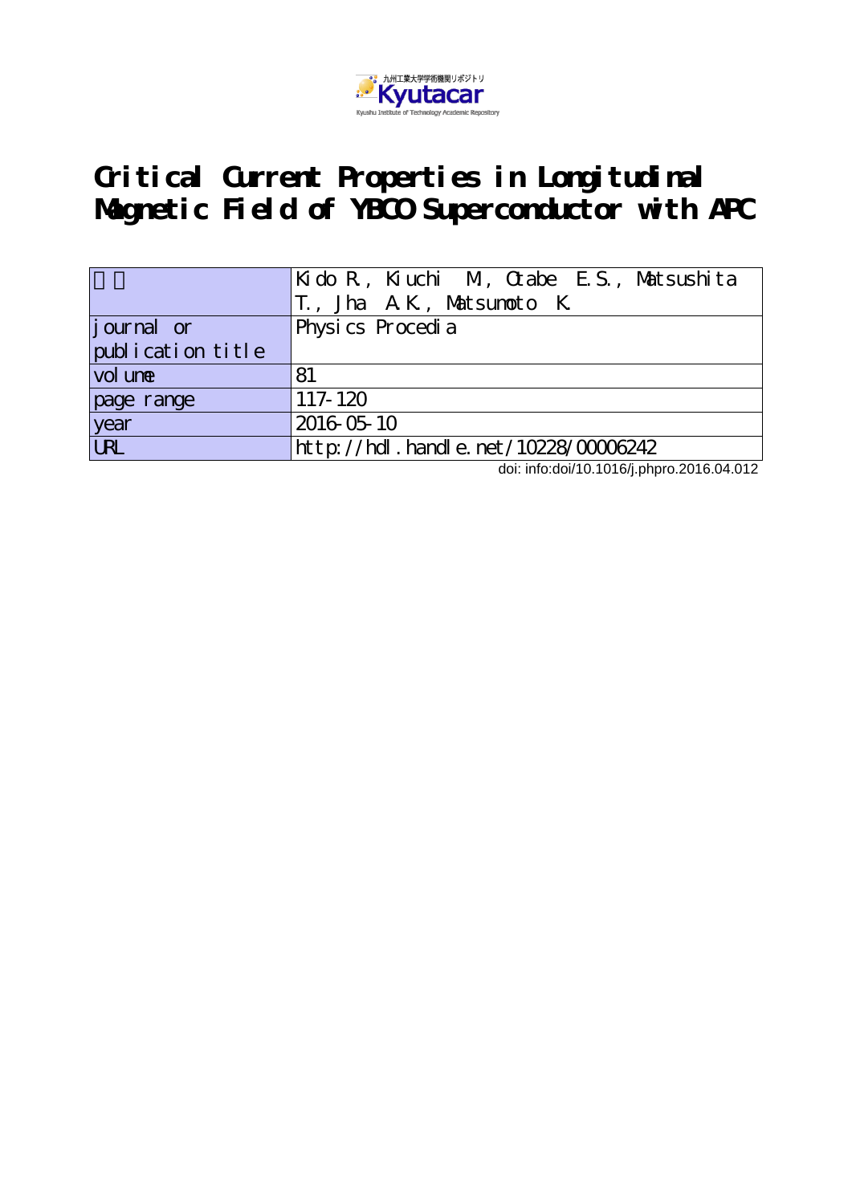九州工業大学学術機関リポジトリ
Kyutacar
Kyushu Institute of Technology Academic Repository

# Critical Current Properties in Longitudinal Magnetic Field of YBCO Superconductor with APC

| 著者 | Kido R., Kiuchi M., Otabe E.S., Matsushita T., Jha A.K., Matsumoto K. |
|---|---|
| journal or publication title | Physics Procedia |
| volume | 81 |
| page range | 117-120 |
| year | 2016-05-10 |
| URL | http://hdl.handle.net/10228/00006242 |

doi: info:doi/10.1016/j.phpro.2016.04.012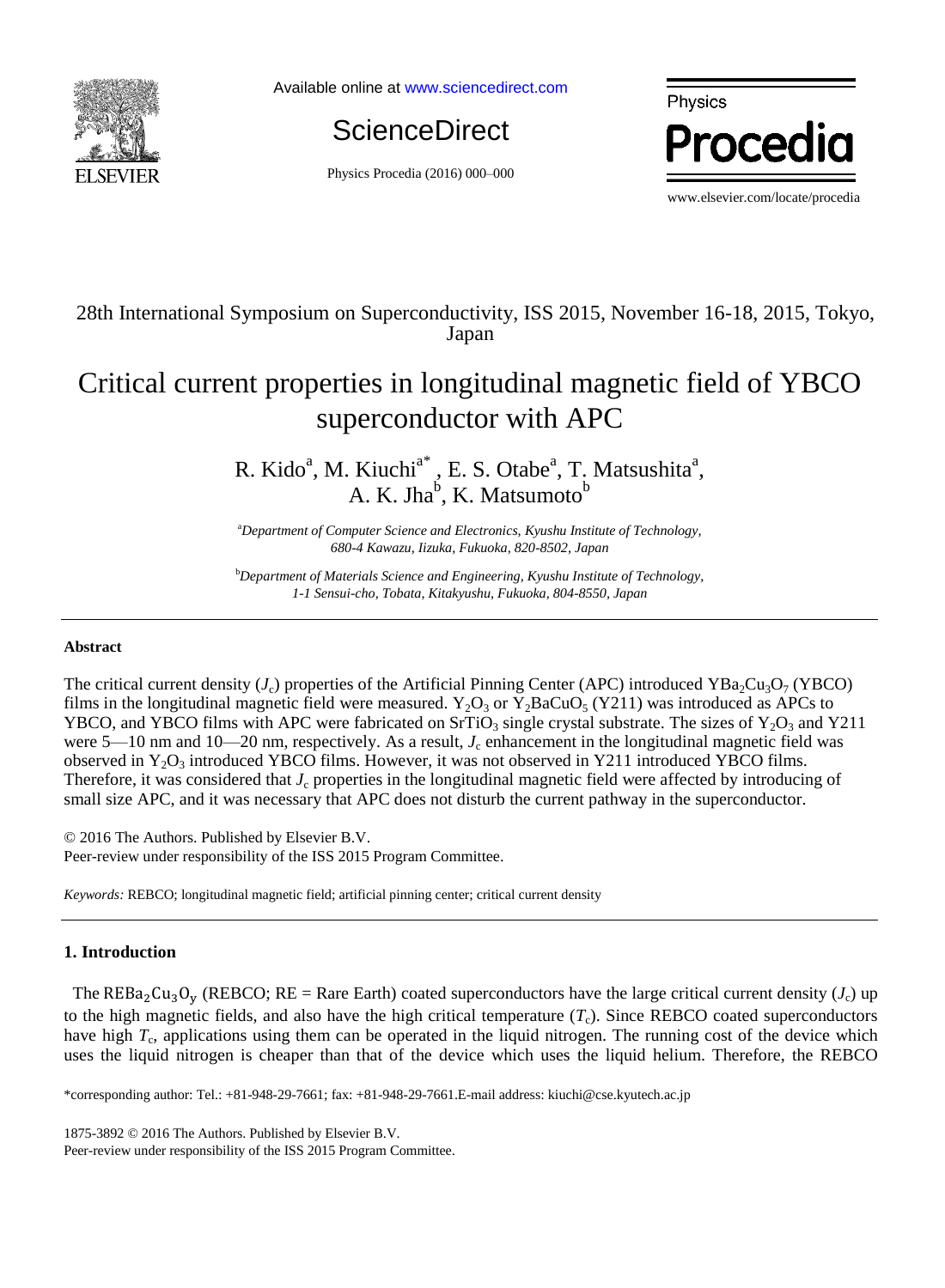28th International Symposium on Superconductivity, ISS 2015, November 16-18, 2015, Tokyo, Japan

# Critical current properties in longitudinal magnetic field of YBCO superconductor with APC

R. Kido[a], M. Kiuchi[a*], E. S. Otabe[a], T. Matsushita[a], A. K. Jha[b], K. Matsumoto[b]

[a]*Department of Computer Science and Electronics, Kyushu Institute of Technology, 680-4 Kawazu, Iizuka, Fukuoka, 820-8502, Japan*

[b]*Department of Materials Science and Engineering, Kyushu Institute of Technology, 1-1 Sensui-cho, Tobata, Kitakyushu, Fukuoka, 804-8550, Japan*

---

**Abstract**

The critical current density ($J_c$) properties of the Artificial Pinning Center (APC) introduced $YBa_2Cu_3O_7$ (YBCO) films in the longitudinal magnetic field were measured. $Y_2O_3$ or $Y_2BaCuO_5$ (Y211) was introduced as APCs to YBCO, and YBCO films with APC were fabricated on $SrTiO_3$ single crystal substrate. The sizes of $Y_2O_3$ and Y211 were 5—10 nm and 10—20 nm, respectively. As a result, $J_c$ enhancement in the longitudinal magnetic field was observed in $Y_2O_3$ introduced YBCO films. However, it was not observed in Y211 introduced YBCO films. Therefore, it was considered that $J_c$ properties in the longitudinal magnetic field were affected by introducing of small size APC, and it was necessary that APC does not disturb the current pathway in the superconductor.

© 2016 The Authors. Published by Elsevier B.V.
Peer-review under responsibility of the ISS 2015 Program Committee.

*Keywords:* REBCO; longitudinal magnetic field; artificial pinning center; critical current density

---

## 1. Introduction

The $REBa_2Cu_3O_y$ (REBCO; RE = Rare Earth) coated superconductors have the large critical current density ($J_c$) up to the high magnetic fields, and also have the high critical temperature ($T_c$). Since REBCO coated superconductors have high $T_c$, applications using them can be operated in the liquid nitrogen. The running cost of the device which uses the liquid nitrogen is cheaper than that of the device which uses the liquid helium. Therefore, the REBCO

\*corresponding author: Tel.: +81-948-29-7661; fax: +81-948-29-7661.E-mail address: kiuchi@cse.kyutech.ac.jp

1875-3892 © 2016 The Authors. Published by Elsevier B.V.
Peer-review under responsibility of the ISS 2015 Program Committee.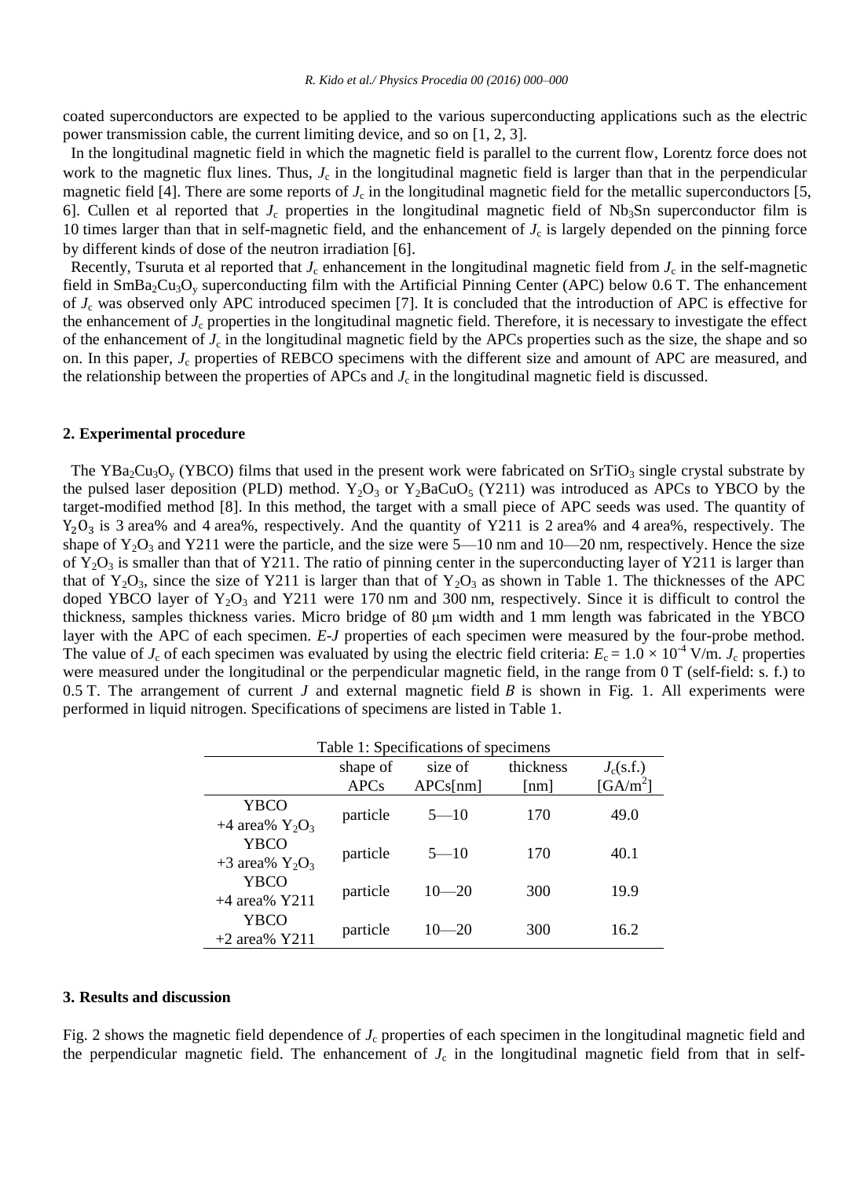coated superconductors are expected to be applied to the various superconducting applications such as the electric power transmission cable, the current limiting device, and so on [1, 2, 3].

In the longitudinal magnetic field in which the magnetic field is parallel to the current flow, Lorentz force does not work to the magnetic flux lines. Thus, $J_c$ in the longitudinal magnetic field is larger than that in the perpendicular magnetic field [4]. There are some reports of $J_c$ in the longitudinal magnetic field for the metallic superconductors [5, 6]. Cullen et al reported that $J_c$ properties in the longitudinal magnetic field of $Nb_3Sn$ superconductor film is 10 times larger than that in self-magnetic field, and the enhancement of $J_c$ is largely depended on the pinning force by different kinds of dose of the neutron irradiation [6].

Recently, Tsuruta et al reported that $J_c$ enhancement in the longitudinal magnetic field from $J_c$ in the self-magnetic field in $SmBa_2Cu_3O_y$ superconducting film with the Artificial Pinning Center (APC) below 0.6 T. The enhancement of $J_c$ was observed only APC introduced specimen [7]. It is concluded that the introduction of APC is effective for the enhancement of $J_c$ properties in the longitudinal magnetic field. Therefore, it is necessary to investigate the effect of the enhancement of $J_c$ in the longitudinal magnetic field by the APCs properties such as the size, the shape and so on. In this paper, $J_c$ properties of REBCO specimens with the different size and amount of APC are measured, and the relationship between the properties of APCs and $J_c$ in the longitudinal magnetic field is discussed.

## 2. Experimental procedure

The $YBa_2Cu_3O_y$ (YBCO) films that used in the present work were fabricated on $SrTiO_3$ single crystal substrate by the pulsed laser deposition (PLD) method. $Y_2O_3$ or $Y_2BaCuO_5$ (Y211) was introduced as APCs to YBCO by the target-modified method [8]. In this method, the target with a small piece of APC seeds was used. The quantity of $Y_2O_3$ is 3 area% and 4 area%, respectively. And the quantity of Y211 is 2 area% and 4 area%, respectively. The shape of $Y_2O_3$ and Y211 were the particle, and the size were 5—10 nm and 10—20 nm, respectively. Hence the size of $Y_2O_3$ is smaller than that of Y211. The ratio of pinning center in the superconducting layer of Y211 is larger than that of $Y_2O_3$, since the size of Y211 is larger than that of $Y_2O_3$ as shown in Table 1. The thicknesses of the APC doped YBCO layer of $Y_2O_3$ and Y211 were 170 nm and 300 nm, respectively. Since it is difficult to control the thickness, samples thickness varies. Micro bridge of 80 μm width and 1 mm length was fabricated in the YBCO layer with the APC of each specimen. *E*-*J* properties of each specimen were measured by the four-probe method. The value of $J_c$ of each specimen was evaluated by using the electric field criteria: $E_c = 1.0 \times 10^{-4}$ V/m. $J_c$ properties were measured under the longitudinal or the perpendicular magnetic field, in the range from 0 T (self-field: s. f.) to 0.5 T. The arrangement of current $J$ and external magnetic field $B$ is shown in Fig. 1. All experiments were performed in liquid nitrogen. Specifications of specimens are listed in Table 1.

Table 1: Specifications of specimens

| | shape of APCs | size of APCs[nm] | thickness [nm] | $J_c$(s.f.) [GA/m$^2$] |
|---|---|---|---|---|
| YBCO +4 area% $Y_2O_3$ | particle | 5—10 | 170 | 49.0 |
| YBCO +3 area% $Y_2O_3$ | particle | 5—10 | 170 | 40.1 |
| YBCO +4 area% Y211 | particle | 10—20 | 300 | 19.9 |
| YBCO +2 area% Y211 | particle | 10—20 | 300 | 16.2 |

## 3. Results and discussion

Fig. 2 shows the magnetic field dependence of $J_c$ properties of each specimen in the longitudinal magnetic field and the perpendicular magnetic field. The enhancement of $J_c$ in the longitudinal magnetic field from that in self-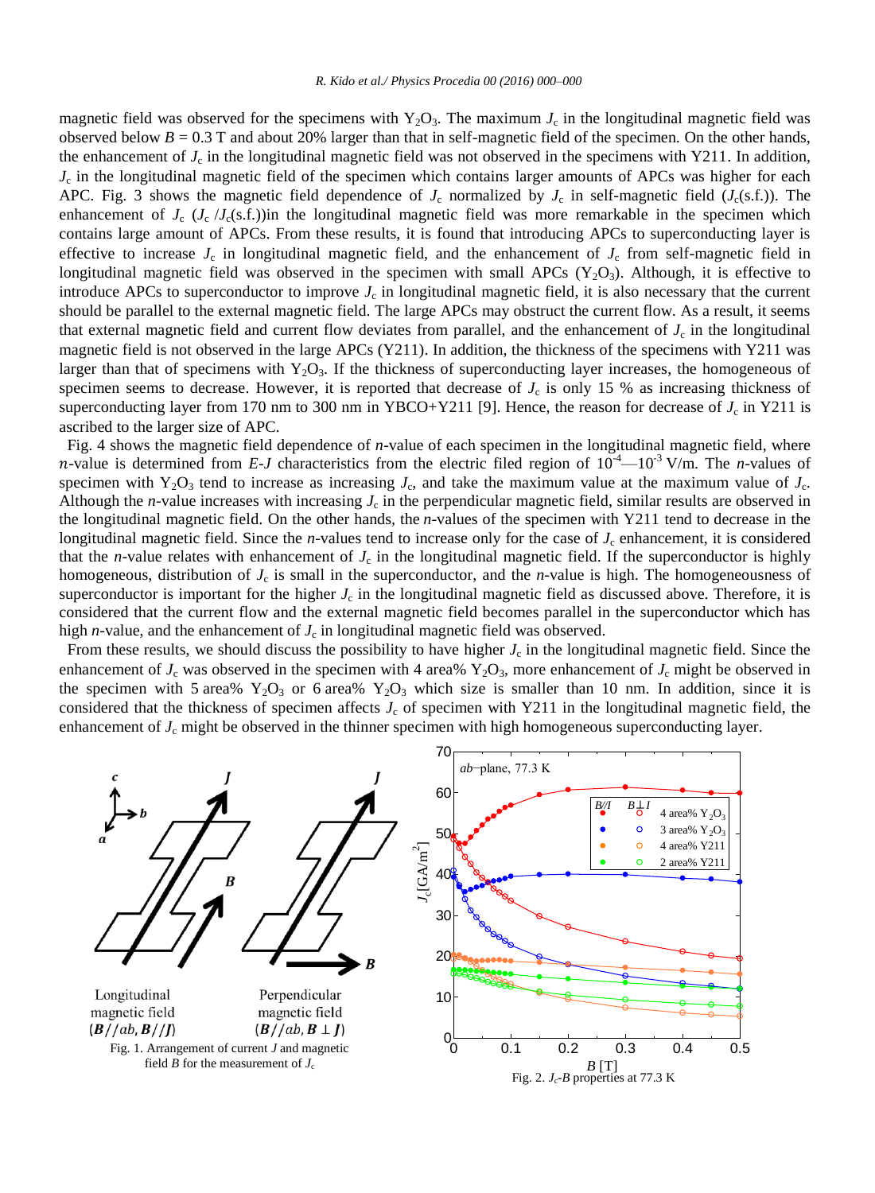magnetic field was observed for the specimens with $Y_2O_3$. The maximum $J_c$ in the longitudinal magnetic field was observed below $B$ = 0.3 T and about 20% larger than that in self-magnetic field of the specimen. On the other hands, the enhancement of $J_c$ in the longitudinal magnetic field was not observed in the specimens with Y211. In addition, $J_c$ in the longitudinal magnetic field of the specimen which contains larger amounts of APCs was higher for each APC. Fig. 3 shows the magnetic field dependence of $J_c$ normalized by $J_c$ in self-magnetic field ($J_c$(s.f.)). The enhancement of $J_c$ ($J_c$ /$J_c$(s.f.))in the longitudinal magnetic field was more remarkable in the specimen which contains large amount of APCs. From these results, it is found that introducing APCs to superconducting layer is effective to increase $J_c$ in longitudinal magnetic field, and the enhancement of $J_c$ from self-magnetic field in longitudinal magnetic field was observed in the specimen with small APCs ($Y_2O_3$). Although, it is effective to introduce APCs to superconductor to improve $J_c$ in longitudinal magnetic field, it is also necessary that the current should be parallel to the external magnetic field. The large APCs may obstruct the current flow. As a result, it seems that external magnetic field and current flow deviates from parallel, and the enhancement of $J_c$ in the longitudinal magnetic field is not observed in the large APCs (Y211). In addition, the thickness of the specimens with Y211 was larger than that of specimens with $Y_2O_3$. If the thickness of superconducting layer increases, the homogeneous of specimen seems to decrease. However, it is reported that decrease of $J_c$ is only 15 % as increasing thickness of superconducting layer from 170 nm to 300 nm in YBCO+Y211 [9]. Hence, the reason for decrease of $J_c$ in Y211 is ascribed to the larger size of APC.

Fig. 4 shows the magnetic field dependence of *n*-value of each specimen in the longitudinal magnetic field, where *n*-value is determined from *E*-*J* characteristics from the electric filed region of $10^{-4}$—$10^{-3}$ V/m. The *n*-values of specimen with $Y_2O_3$ tend to increase as increasing $J_c$, and take the maximum value at the maximum value of $J_c$. Although the *n*-value increases with increasing $J_c$ in the perpendicular magnetic field, similar results are observed in the longitudinal magnetic field. On the other hands, the *n*-values of the specimen with Y211 tend to decrease in the longitudinal magnetic field. Since the *n*-values tend to increase only for the case of $J_c$ enhancement, it is considered that the *n*-value relates with enhancement of $J_c$ in the longitudinal magnetic field. If the superconductor is highly homogeneous, distribution of $J_c$ is small in the superconductor, and the *n*-value is high. The homogeneousness of superconductor is important for the higher $J_c$ in the longitudinal magnetic field as discussed above. Therefore, it is considered that the current flow and the external magnetic field becomes parallel in the superconductor which has high *n*-value, and the enhancement of $J_c$ in longitudinal magnetic field was observed.

From these results, we should discuss the possibility to have higher $J_c$ in the longitudinal magnetic field. Since the enhancement of $J_c$ was observed in the specimen with 4 area% $Y_2O_3$, more enhancement of $J_c$ might be observed in the specimen with 5 area% $Y_2O_3$ or 6 area% $Y_2O_3$ which size is smaller than 10 nm. In addition, since it is considered that the thickness of specimen affects $J_c$ of specimen with Y211 in the longitudinal magnetic field, the enhancement of $J_c$ might be observed in the thinner specimen with high homogeneous superconducting layer.

Fig. 1. Arrangement of current $J$ and magnetic field $B$ for the measurement of $J_c$

Fig. 2. $J_c$-$B$ properties at 77.3 K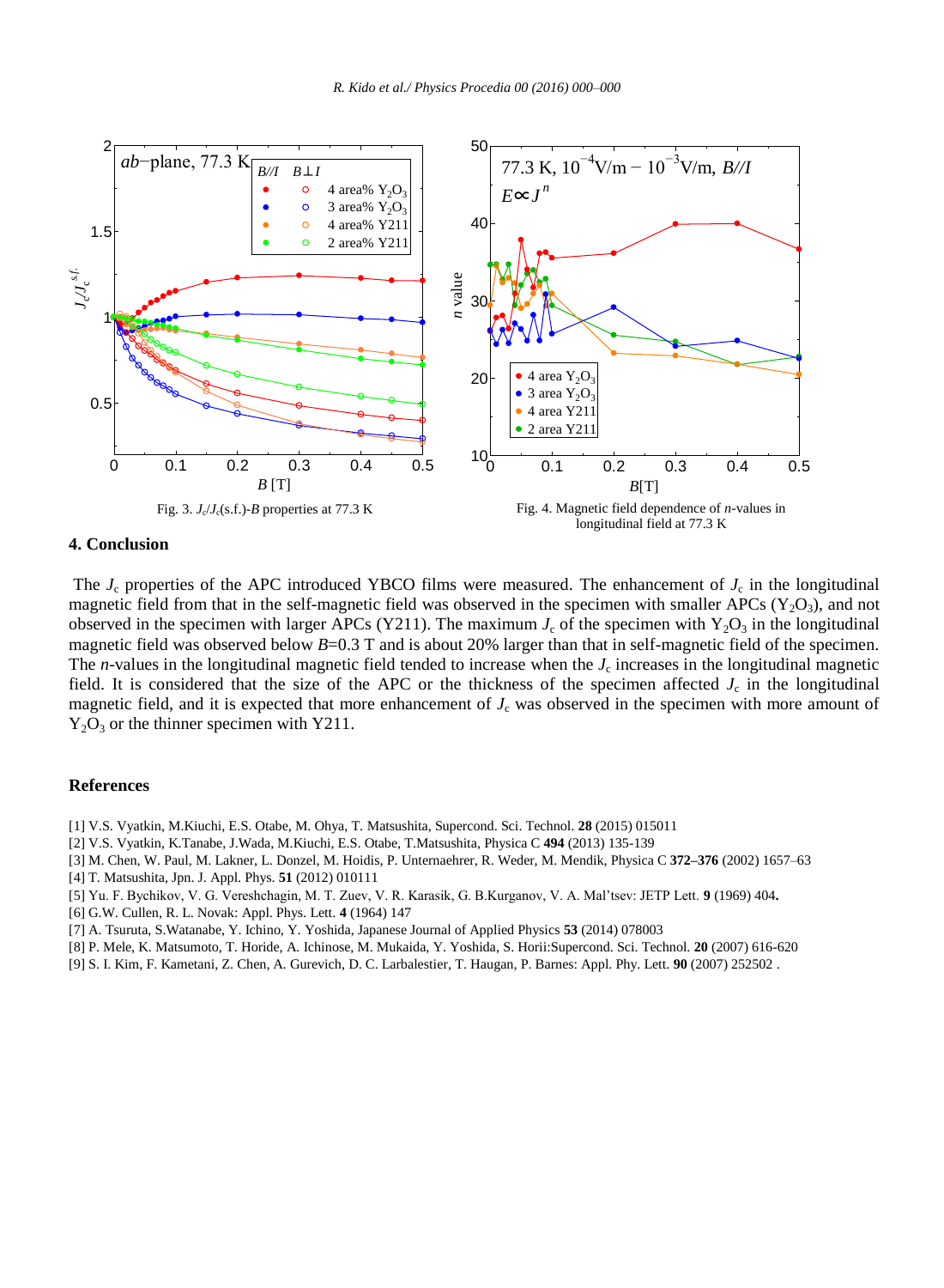ab−plane, 77.3 K

B//I B⊥I

4 area% $Y_2O_3$

3 area% $Y_2O_3$

4 area% Y211

2 area% Y211

$J_c/J_c^{s.f.}$

B [T]

Fig. 3. $J_c/J_c$(s.f.)-$B$ properties at 77.3 K

77.3 K, $10^{-4}$V/m − $10^{-3}$V/m, $B//I$

$E \propto J^n$

n value

4 area $Y_2O_3$

3 area $Y_2O_3$

4 area Y211

2 area Y211

B[T]

Fig. 4. Magnetic field dependence of $n$-values in longitudinal field at 77.3 K

## 4. Conclusion

The $J_c$ properties of the APC introduced YBCO films were measured. The enhancement of $J_c$ in the longitudinal magnetic field from that in the self-magnetic field was observed in the specimen with smaller APCs ($Y_2O_3$), and not observed in the specimen with larger APCs (Y211). The maximum $J_c$ of the specimen with $Y_2O_3$ in the longitudinal magnetic field was observed below $B$=0.3 T and is about 20% larger than that in self-magnetic field of the specimen. The $n$-values in the longitudinal magnetic field tended to increase when the $J_c$ increases in the longitudinal magnetic field. It is considered that the size of the APC or the thickness of the specimen affected $J_c$ in the longitudinal magnetic field, and it is expected that more enhancement of $J_c$ was observed in the specimen with more amount of $Y_2O_3$ or the thinner specimen with Y211.

## References

[1] V.S. Vyatkin, M.Kiuchi, E.S. Otabe, M. Ohya, T. Matsushita, Supercond. Sci. Technol. **28** (2015) 015011

[2] V.S. Vyatkin, K.Tanabe, J.Wada, M.Kiuchi, E.S. Otabe, T.Matsushita, Physica C **494** (2013) 135-139

[3] M. Chen, W. Paul, M. Lakner, L. Donzel, M. Hoidis, P. Unternaehrer, R. Weder, M. Mendik, Physica C **372–376** (2002) 1657–63

[4] T. Matsushita, Jpn. J. Appl. Phys. **51** (2012) 010111

[5] Yu. F. Bychikov, V. G. Vereshchagin, M. T. Zuev, V. R. Karasik, G. B.Kurganov, V. A. Mal'tsev: JETP Lett. **9** (1969) 404**.**

[6] G.W. Cullen, R. L. Novak: Appl. Phys. Lett. **4** (1964) 147

[7] A. Tsuruta, S.Watanabe, Y. Ichino, Y. Yoshida, Japanese Journal of Applied Physics **53** (2014) 078003

[8] P. Mele, K. Matsumoto, T. Horide, A. Ichinose, M. Mukaida, Y. Yoshida, S. Horii:Supercond. Sci. Technol. **20** (2007) 616-620

[9] S. I. Kim, F. Kametani, Z. Chen, A. Gurevich, D. C. Larbalestier, T. Haugan, P. Barnes: Appl. Phy. Lett. **90** (2007) 252502 .